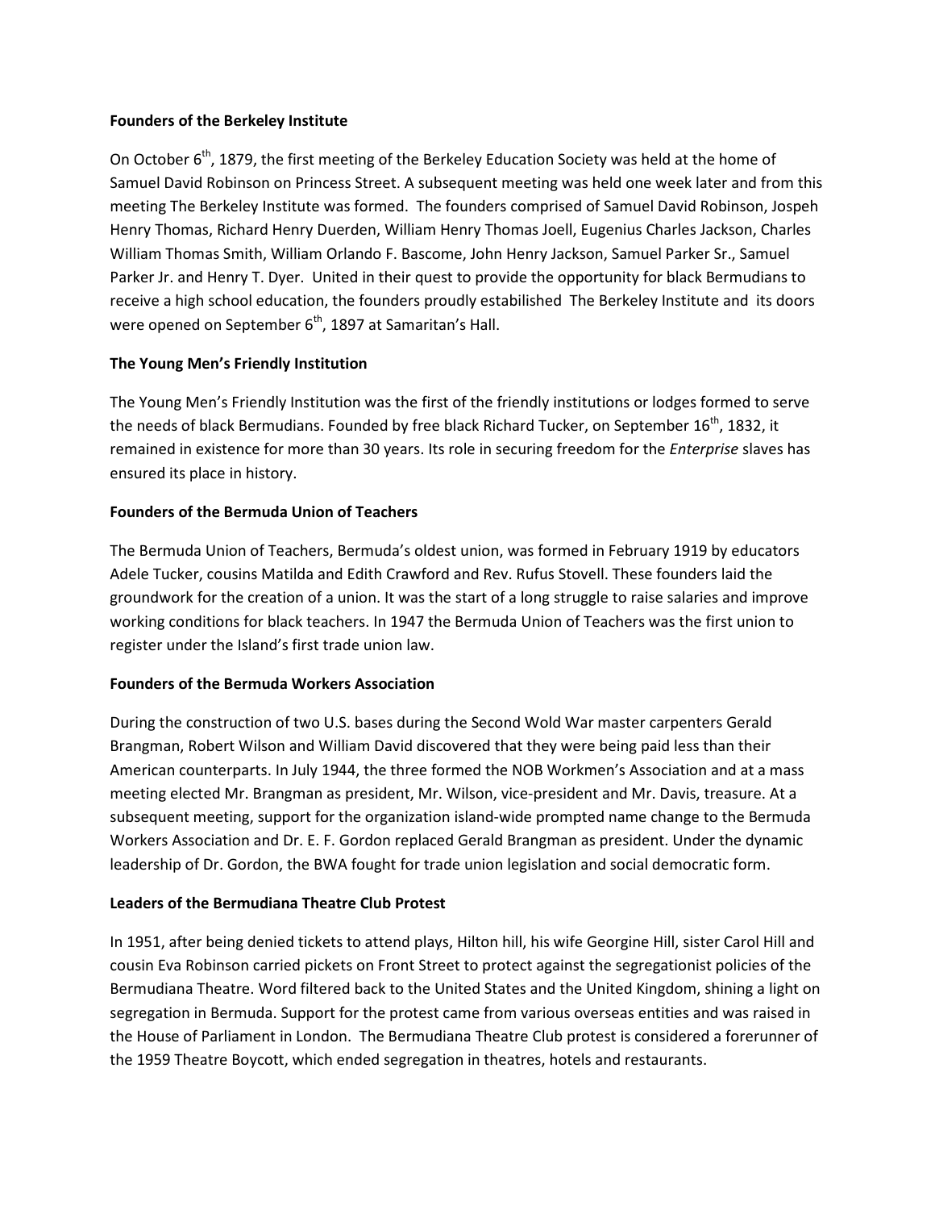**Founders of the Berkeley Institute**

On October 6th, 1879, the first meeting of the Berkeley Education Society was held at the home of Samuel David Robinson on Princess Street. A subsequent meeting was held one week later and from this meeting The Berkeley Institute was formed. The founders comprised of Samuel David Robinson, Jospeh Henry Thomas, Richard Henry Duerden, William Henry Thomas Joell, Eugenius Charles Jackson, Charles William Thomas Smith, William Orlando F. Bascome, John Henry Jackson, Samuel Parker Sr., Samuel Parker Jr. and Henry T. Dyer. United in their quest to provide the opportunity for black Bermudians to receive a high school education, the founders proudly estabilished The Berkeley Institute and its doors were opened on September 6th, 1897 at Samaritan's Hall.

**The Young Men's Friendly Institution**

The Young Men's Friendly Institution was the first of the friendly institutions or lodges formed to serve the needs of black Bermudians. Founded by free black Richard Tucker, on September 16th, 1832, it remained in existence for more than 30 years. Its role in securing freedom for the *Enterprise* slaves has ensured its place in history.

**Founders of the Bermuda Union of Teachers**

The Bermuda Union of Teachers, Bermuda's oldest union, was formed in February 1919 by educators Adele Tucker, cousins Matilda and Edith Crawford and Rev. Rufus Stovell. These founders laid the groundwork for the creation of a union. It was the start of a long struggle to raise salaries and improve working conditions for black teachers. In 1947 the Bermuda Union of Teachers was the first union to register under the Island's first trade union law.

**Founders of the Bermuda Workers Association**

During the construction of two U.S. bases during the Second Wold War master carpenters Gerald Brangman, Robert Wilson and William David discovered that they were being paid less than their American counterparts. In July 1944, the three formed the NOB Workmen's Association and at a mass meeting elected Mr. Brangman as president, Mr. Wilson, vice-president and Mr. Davis, treasure. At a subsequent meeting, support for the organization island-wide prompted name change to the Bermuda Workers Association and Dr. E. F. Gordon replaced Gerald Brangman as president. Under the dynamic leadership of Dr. Gordon, the BWA fought for trade union legislation and social democratic form.

**Leaders of the Bermudiana Theatre Club Protest**

In 1951, after being denied tickets to attend plays, Hilton hill, his wife Georgine Hill, sister Carol Hill and cousin Eva Robinson carried pickets on Front Street to protect against the segregationist policies of the Bermudiana Theatre. Word filtered back to the United States and the United Kingdom, shining a light on segregation in Bermuda. Support for the protest came from various overseas entities and was raised in the House of Parliament in London. The Bermudiana Theatre Club protest is considered a forerunner of the 1959 Theatre Boycott, which ended segregation in theatres, hotels and restaurants.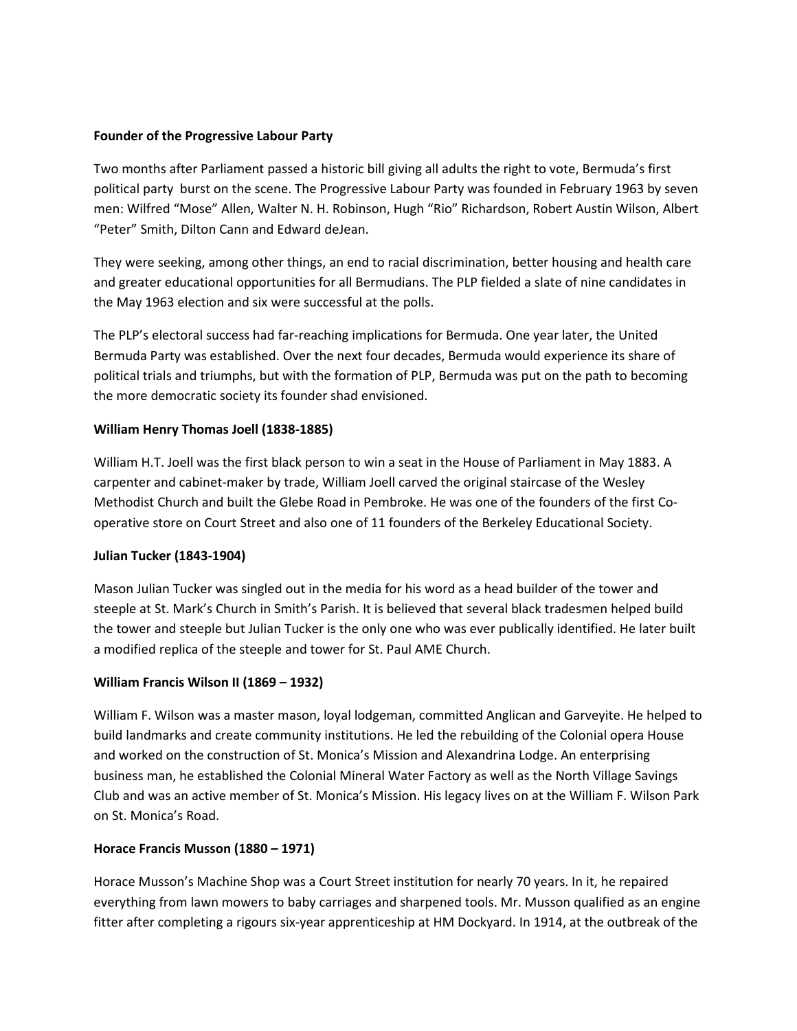**Founder of the Progressive Labour Party**

Two months after Parliament passed a historic bill giving all adults the right to vote, Bermuda's first political party burst on the scene. The Progressive Labour Party was founded in February 1963 by seven men: Wilfred "Mose" Allen, Walter N. H. Robinson, Hugh "Rio" Richardson, Robert Austin Wilson, Albert "Peter" Smith, Dilton Cann and Edward deJean.

They were seeking, among other things, an end to racial discrimination, better housing and health care and greater educational opportunities for all Bermudians. The PLP fielded a slate of nine candidates in the May 1963 election and six were successful at the polls.

The PLP's electoral success had far-reaching implications for Bermuda. One year later, the United Bermuda Party was established. Over the next four decades, Bermuda would experience its share of political trials and triumphs, but with the formation of PLP, Bermuda was put on the path to becoming the more democratic society its founder shad envisioned.

**William Henry Thomas Joell (1838-1885)**

William H.T. Joell was the first black person to win a seat in the House of Parliament in May 1883. A carpenter and cabinet-maker by trade, William Joell carved the original staircase of the Wesley Methodist Church and built the Glebe Road in Pembroke. He was one of the founders of the first Co-operative store on Court Street and also one of 11 founders of the Berkeley Educational Society.

**Julian Tucker (1843-1904)**

Mason Julian Tucker was singled out in the media for his word as a head builder of the tower and steeple at St. Mark's Church in Smith's Parish. It is believed that several black tradesmen helped build the tower and steeple but Julian Tucker is the only one who was ever publically identified. He later built a modified replica of the steeple and tower for St. Paul AME Church.

**William Francis Wilson II (1869 – 1932)**

William F. Wilson was a master mason, loyal lodgeman, committed Anglican and Garveyite. He helped to build landmarks and create community institutions. He led the rebuilding of the Colonial opera House and worked on the construction of St. Monica's Mission and Alexandrina Lodge. An enterprising business man, he established the Colonial Mineral Water Factory as well as the North Village Savings Club and was an active member of St. Monica's Mission. His legacy lives on at the William F. Wilson Park on St. Monica's Road.

**Horace Francis Musson (1880 – 1971)**

Horace Musson's Machine Shop was a Court Street institution for nearly 70 years. In it, he repaired everything from lawn mowers to baby carriages and sharpened tools. Mr. Musson qualified as an engine fitter after completing a rigours six-year apprenticeship at HM Dockyard. In 1914, at the outbreak of the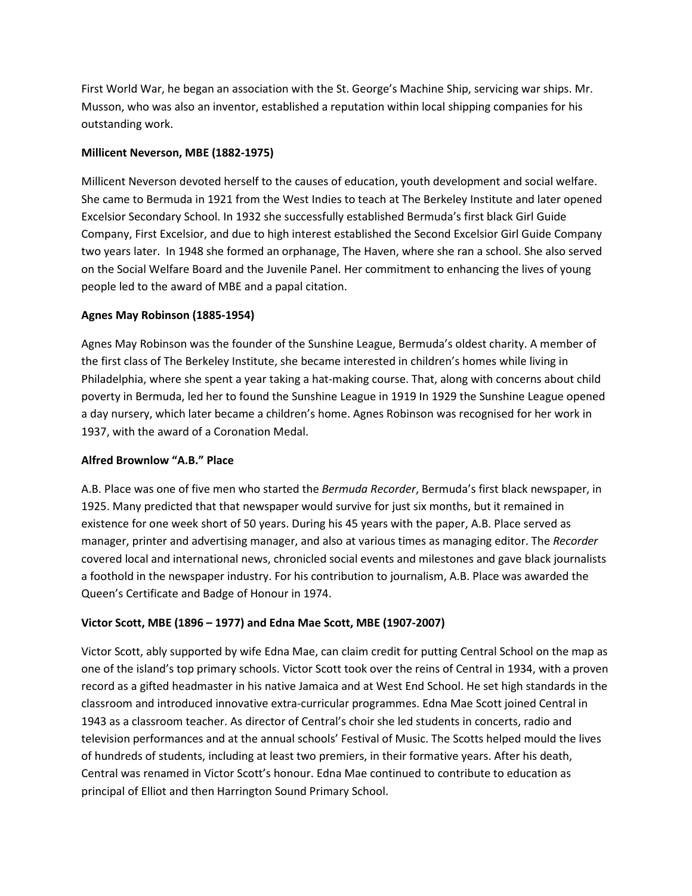First World War, he began an association with the St. George's Machine Ship, servicing war ships. Mr. Musson, who was also an inventor, established a reputation within local shipping companies for his outstanding work.

**Millicent Neverson, MBE (1882-1975)**

Millicent Neverson devoted herself to the causes of education, youth development and social welfare. She came to Bermuda in 1921 from the West Indies to teach at The Berkeley Institute and later opened Excelsior Secondary School. In 1932 she successfully established Bermuda's first black Girl Guide Company, First Excelsior, and due to high interest established the Second Excelsior Girl Guide Company two years later. In 1948 she formed an orphanage, The Haven, where she ran a school. She also served on the Social Welfare Board and the Juvenile Panel. Her commitment to enhancing the lives of young people led to the award of MBE and a papal citation.

**Agnes May Robinson (1885-1954)**

Agnes May Robinson was the founder of the Sunshine League, Bermuda's oldest charity. A member of the first class of The Berkeley Institute, she became interested in children's homes while living in Philadelphia, where she spent a year taking a hat-making course. That, along with concerns about child poverty in Bermuda, led her to found the Sunshine League in 1919 In 1929 the Sunshine League opened a day nursery, which later became a children's home. Agnes Robinson was recognised for her work in 1937, with the award of a Coronation Medal.

**Alfred Brownlow "A.B." Place**

A.B. Place was one of five men who started the *Bermuda Recorder*, Bermuda's first black newspaper, in 1925. Many predicted that that newspaper would survive for just six months, but it remained in existence for one week short of 50 years. During his 45 years with the paper, A.B. Place served as manager, printer and advertising manager, and also at various times as managing editor. The *Recorder* covered local and international news, chronicled social events and milestones and gave black journalists a foothold in the newspaper industry. For his contribution to journalism, A.B. Place was awarded the Queen's Certificate and Badge of Honour in 1974.

**Victor Scott, MBE (1896 – 1977) and Edna Mae Scott, MBE (1907-2007)**

Victor Scott, ably supported by wife Edna Mae, can claim credit for putting Central School on the map as one of the island's top primary schools. Victor Scott took over the reins of Central in 1934, with a proven record as a gifted headmaster in his native Jamaica and at West End School. He set high standards in the classroom and introduced innovative extra-curricular programmes. Edna Mae Scott joined Central in 1943 as a classroom teacher. As director of Central's choir she led students in concerts, radio and television performances and at the annual schools' Festival of Music. The Scotts helped mould the lives of hundreds of students, including at least two premiers, in their formative years. After his death, Central was renamed in Victor Scott's honour. Edna Mae continued to contribute to education as principal of Elliot and then Harrington Sound Primary School.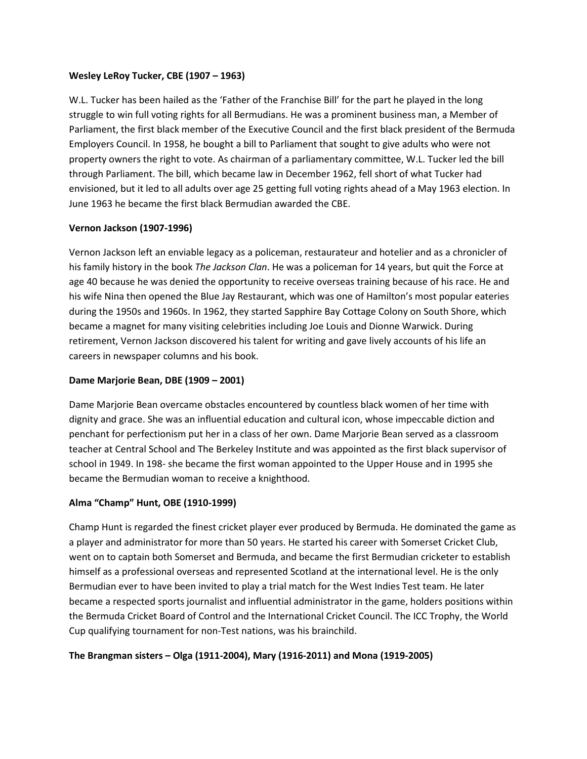**Wesley LeRoy Tucker, CBE (1907 – 1963)**

W.L. Tucker has been hailed as the 'Father of the Franchise Bill' for the part he played in the long struggle to win full voting rights for all Bermudians. He was a prominent business man, a Member of Parliament, the first black member of the Executive Council and the first black president of the Bermuda Employers Council. In 1958, he bought a bill to Parliament that sought to give adults who were not property owners the right to vote. As chairman of a parliamentary committee, W.L. Tucker led the bill through Parliament. The bill, which became law in December 1962, fell short of what Tucker had envisioned, but it led to all adults over age 25 getting full voting rights ahead of a May 1963 election. In June 1963 he became the first black Bermudian awarded the CBE.

**Vernon Jackson (1907-1996)**

Vernon Jackson left an enviable legacy as a policeman, restaurateur and hotelier and as a chronicler of his family history in the book *The Jackson Clan*. He was a policeman for 14 years, but quit the Force at age 40 because he was denied the opportunity to receive overseas training because of his race. He and his wife Nina then opened the Blue Jay Restaurant, which was one of Hamilton's most popular eateries during the 1950s and 1960s. In 1962, they started Sapphire Bay Cottage Colony on South Shore, which became a magnet for many visiting celebrities including Joe Louis and Dionne Warwick. During retirement, Vernon Jackson discovered his talent for writing and gave lively accounts of his life an careers in newspaper columns and his book.

**Dame Marjorie Bean, DBE (1909 – 2001)**

Dame Marjorie Bean overcame obstacles encountered by countless black women of her time with dignity and grace. She was an influential education and cultural icon, whose impeccable diction and penchant for perfectionism put her in a class of her own. Dame Marjorie Bean served as a classroom teacher at Central School and The Berkeley Institute and was appointed as the first black supervisor of school in 1949. In 198- she became the first woman appointed to the Upper House and in 1995 she became the Bermudian woman to receive a knighthood.

**Alma "Champ" Hunt, OBE (1910-1999)**

Champ Hunt is regarded the finest cricket player ever produced by Bermuda. He dominated the game as a player and administrator for more than 50 years. He started his career with Somerset Cricket Club, went on to captain both Somerset and Bermuda, and became the first Bermudian cricketer to establish himself as a professional overseas and represented Scotland at the international level. He is the only Bermudian ever to have been invited to play a trial match for the West Indies Test team. He later became a respected sports journalist and influential administrator in the game, holders positions within the Bermuda Cricket Board of Control and the International Cricket Council. The ICC Trophy, the World Cup qualifying tournament for non-Test nations, was his brainchild.

**The Brangman sisters – Olga (1911-2004), Mary (1916-2011) and Mona (1919-2005)**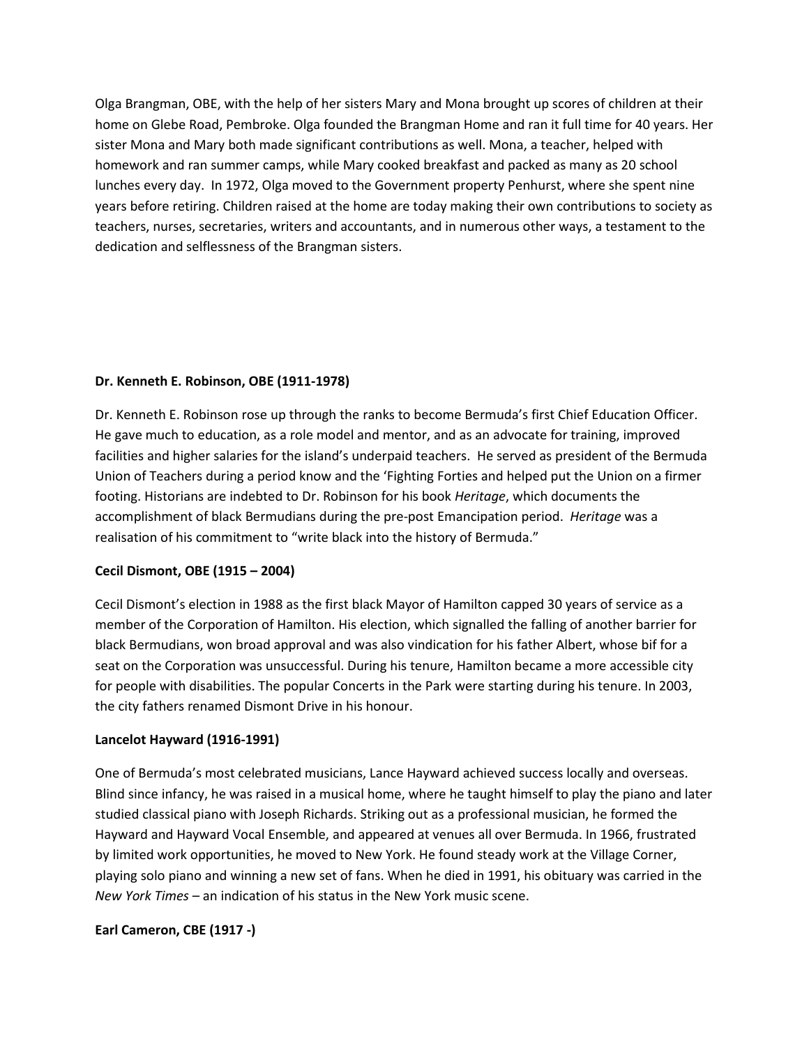Olga Brangman, OBE, with the help of her sisters Mary and Mona brought up scores of children at their home on Glebe Road, Pembroke. Olga founded the Brangman Home and ran it full time for 40 years. Her sister Mona and Mary both made significant contributions as well. Mona, a teacher, helped with homework and ran summer camps, while Mary cooked breakfast and packed as many as 20 school lunches every day. In 1972, Olga moved to the Government property Penhurst, where she spent nine years before retiring. Children raised at the home are today making their own contributions to society as teachers, nurses, secretaries, writers and accountants, and in numerous other ways, a testament to the dedication and selflessness of the Brangman sisters.

**Dr. Kenneth E. Robinson, OBE (1911-1978)**

Dr. Kenneth E. Robinson rose up through the ranks to become Bermuda's first Chief Education Officer. He gave much to education, as a role model and mentor, and as an advocate for training, improved facilities and higher salaries for the island's underpaid teachers. He served as president of the Bermuda Union of Teachers during a period know and the 'Fighting Forties and helped put the Union on a firmer footing. Historians are indebted to Dr. Robinson for his book *Heritage*, which documents the accomplishment of black Bermudians during the pre-post Emancipation period. *Heritage* was a realisation of his commitment to "write black into the history of Bermuda."

**Cecil Dismont, OBE (1915 – 2004)**

Cecil Dismont's election in 1988 as the first black Mayor of Hamilton capped 30 years of service as a member of the Corporation of Hamilton. His election, which signalled the falling of another barrier for black Bermudians, won broad approval and was also vindication for his father Albert, whose bif for a seat on the Corporation was unsuccessful. During his tenure, Hamilton became a more accessible city for people with disabilities. The popular Concerts in the Park were starting during his tenure. In 2003, the city fathers renamed Dismont Drive in his honour.

**Lancelot Hayward (1916-1991)**

One of Bermuda's most celebrated musicians, Lance Hayward achieved success locally and overseas. Blind since infancy, he was raised in a musical home, where he taught himself to play the piano and later studied classical piano with Joseph Richards. Striking out as a professional musician, he formed the Hayward and Hayward Vocal Ensemble, and appeared at venues all over Bermuda. In 1966, frustrated by limited work opportunities, he moved to New York. He found steady work at the Village Corner, playing solo piano and winning a new set of fans. When he died in 1991, his obituary was carried in the *New York Times* – an indication of his status in the New York music scene.

**Earl Cameron, CBE (1917 -)**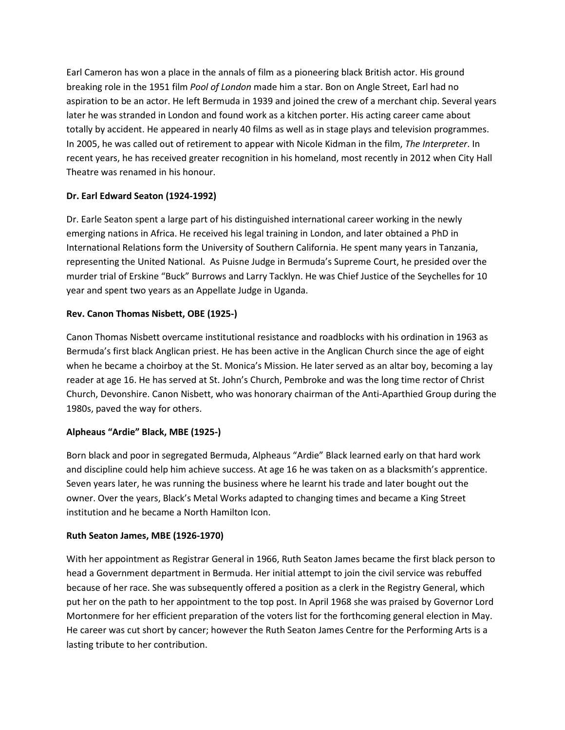Earl Cameron has won a place in the annals of film as a pioneering black British actor. His ground breaking role in the 1951 film *Pool of London* made him a star. Bon on Angle Street, Earl had no aspiration to be an actor. He left Bermuda in 1939 and joined the crew of a merchant chip. Several years later he was stranded in London and found work as a kitchen porter. His acting career came about totally by accident. He appeared in nearly 40 films as well as in stage plays and television programmes. In 2005, he was called out of retirement to appear with Nicole Kidman in the film, *The Interpreter*. In recent years, he has received greater recognition in his homeland, most recently in 2012 when City Hall Theatre was renamed in his honour.

**Dr. Earl Edward Seaton (1924-1992)**

Dr. Earle Seaton spent a large part of his distinguished international career working in the newly emerging nations in Africa. He received his legal training in London, and later obtained a PhD in International Relations form the University of Southern California. He spent many years in Tanzania, representing the United National. As Puisne Judge in Bermuda's Supreme Court, he presided over the murder trial of Erskine "Buck" Burrows and Larry Tacklyn. He was Chief Justice of the Seychelles for 10 year and spent two years as an Appellate Judge in Uganda.

**Rev. Canon Thomas Nisbett, OBE (1925-)**

Canon Thomas Nisbett overcame institutional resistance and roadblocks with his ordination in 1963 as Bermuda's first black Anglican priest. He has been active in the Anglican Church since the age of eight when he became a choirboy at the St. Monica's Mission. He later served as an altar boy, becoming a lay reader at age 16. He has served at St. John's Church, Pembroke and was the long time rector of Christ Church, Devonshire. Canon Nisbett, who was honorary chairman of the Anti-Aparthied Group during the 1980s, paved the way for others.

**Alpheaus "Ardie" Black, MBE (1925-)**

Born black and poor in segregated Bermuda, Alpheaus "Ardie" Black learned early on that hard work and discipline could help him achieve success. At age 16 he was taken on as a blacksmith's apprentice. Seven years later, he was running the business where he learnt his trade and later bought out the owner. Over the years, Black's Metal Works adapted to changing times and became a King Street institution and he became a North Hamilton Icon.

**Ruth Seaton James, MBE (1926-1970)**

With her appointment as Registrar General in 1966, Ruth Seaton James became the first black person to head a Government department in Bermuda. Her initial attempt to join the civil service was rebuffed because of her race. She was subsequently offered a position as a clerk in the Registry General, which put her on the path to her appointment to the top post. In April 1968 she was praised by Governor Lord Mortonmere for her efficient preparation of the voters list for the forthcoming general election in May. He career was cut short by cancer; however the Ruth Seaton James Centre for the Performing Arts is a lasting tribute to her contribution.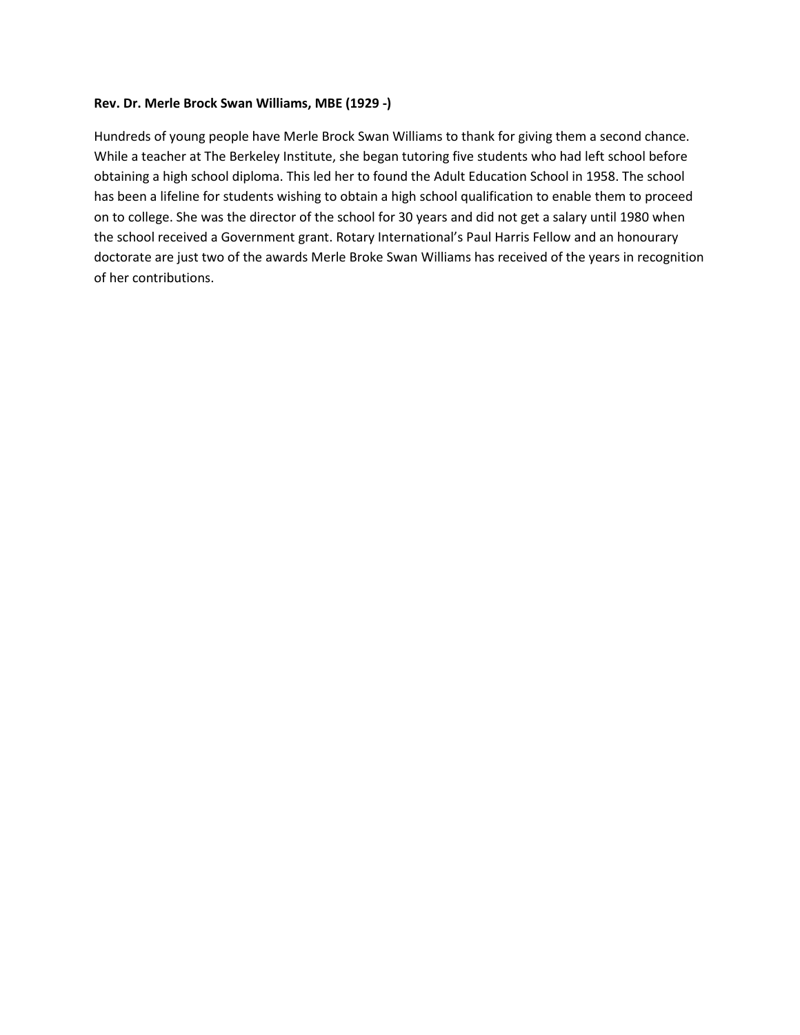**Rev. Dr. Merle Brock Swan Williams, MBE (1929 -)**

Hundreds of young people have Merle Brock Swan Williams to thank for giving them a second chance. While a teacher at The Berkeley Institute, she began tutoring five students who had left school before obtaining a high school diploma. This led her to found the Adult Education School in 1958. The school has been a lifeline for students wishing to obtain a high school qualification to enable them to proceed on to college. She was the director of the school for 30 years and did not get a salary until 1980 when the school received a Government grant. Rotary International's Paul Harris Fellow and an honourary doctorate are just two of the awards Merle Broke Swan Williams has received of the years in recognition of her contributions.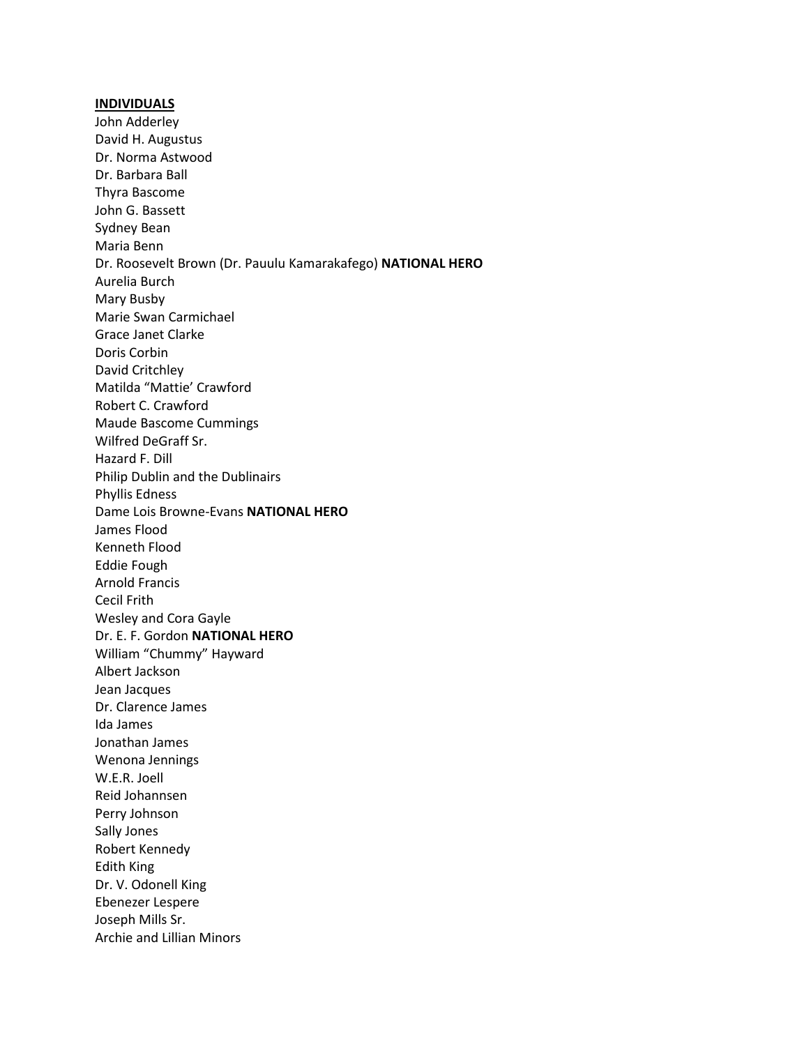**INDIVIDUALS**

John Adderley
David H. Augustus
Dr. Norma Astwood
Dr. Barbara Ball
Thyra Bascome
John G. Bassett
Sydney Bean
Maria Benn
Dr. Roosevelt Brown (Dr. Pauulu Kamarakafego) **NATIONAL HERO**
Aurelia Burch
Mary Busby
Marie Swan Carmichael
Grace Janet Clarke
Doris Corbin
David Critchley
Matilda "Mattie' Crawford
Robert C. Crawford
Maude Bascome Cummings
Wilfred DeGraff Sr.
Hazard F. Dill
Philip Dublin and the Dublinairs
Phyllis Edness
Dame Lois Browne-Evans **NATIONAL HERO**
James Flood
Kenneth Flood
Eddie Fough
Arnold Francis
Cecil Frith
Wesley and Cora Gayle
Dr. E. F. Gordon **NATIONAL HERO**
William "Chummy" Hayward
Albert Jackson
Jean Jacques
Dr. Clarence James
Ida James
Jonathan James
Wenona Jennings
W.E.R. Joell
Reid Johannsen
Perry Johnson
Sally Jones
Robert Kennedy
Edith King
Dr. V. Odonell King
Ebenezer Lespere
Joseph Mills Sr.
Archie and Lillian Minors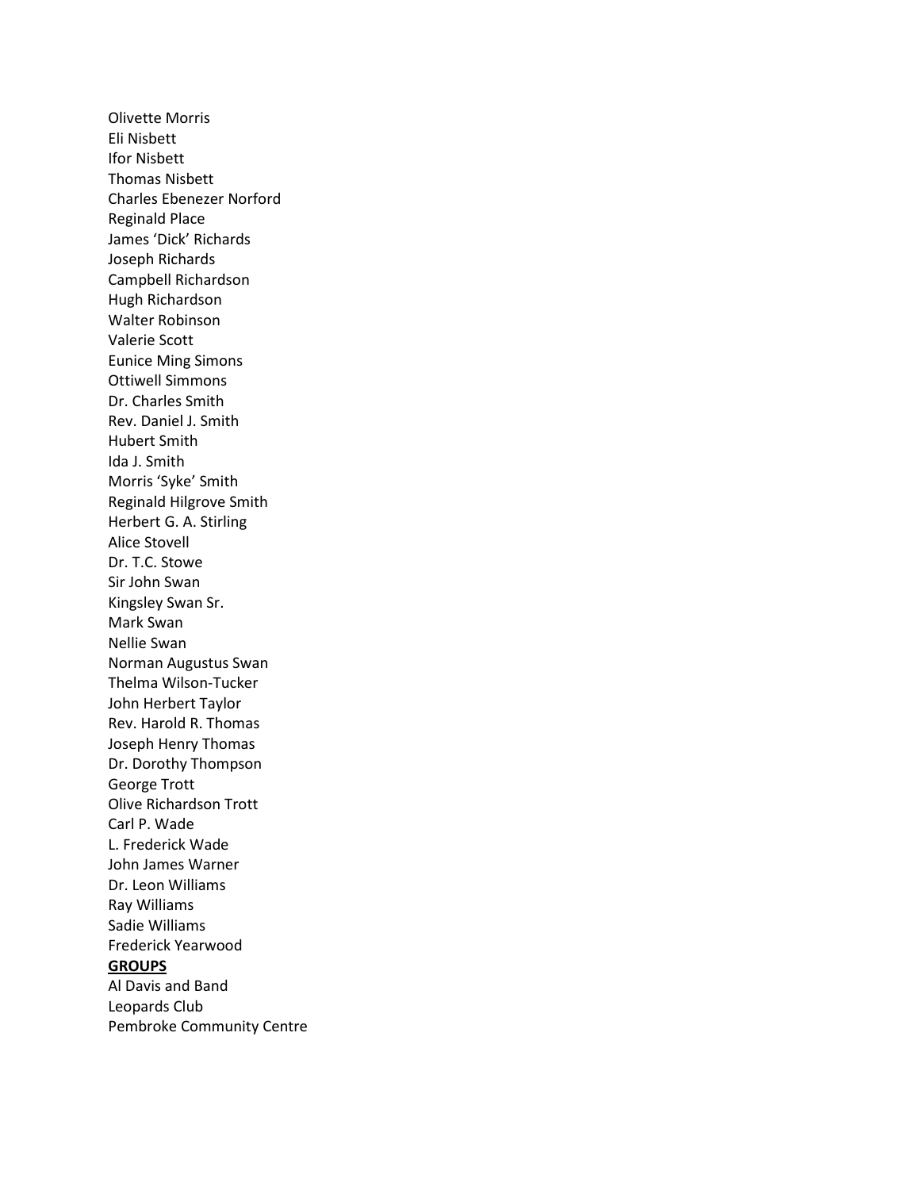Olivette Morris
Eli Nisbett
Ifor Nisbett
Thomas Nisbett
Charles Ebenezer Norford
Reginald Place
James 'Dick' Richards
Joseph Richards
Campbell Richardson
Hugh Richardson
Walter Robinson
Valerie Scott
Eunice Ming Simons
Ottiwell Simmons
Dr. Charles Smith
Rev. Daniel J. Smith
Hubert Smith
Ida J. Smith
Morris 'Syke' Smith
Reginald Hilgrove Smith
Herbert G. A. Stirling
Alice Stovell
Dr. T.C. Stowe
Sir John Swan
Kingsley Swan Sr.
Mark Swan
Nellie Swan
Norman Augustus Swan
Thelma Wilson-Tucker
John Herbert Taylor
Rev. Harold R. Thomas
Joseph Henry Thomas
Dr. Dorothy Thompson
George Trott
Olive Richardson Trott
Carl P. Wade
L. Frederick Wade
John James Warner
Dr. Leon Williams
Ray Williams
Sadie Williams
Frederick Yearwood

**GROUPS**

Al Davis and Band
Leopards Club
Pembroke Community Centre